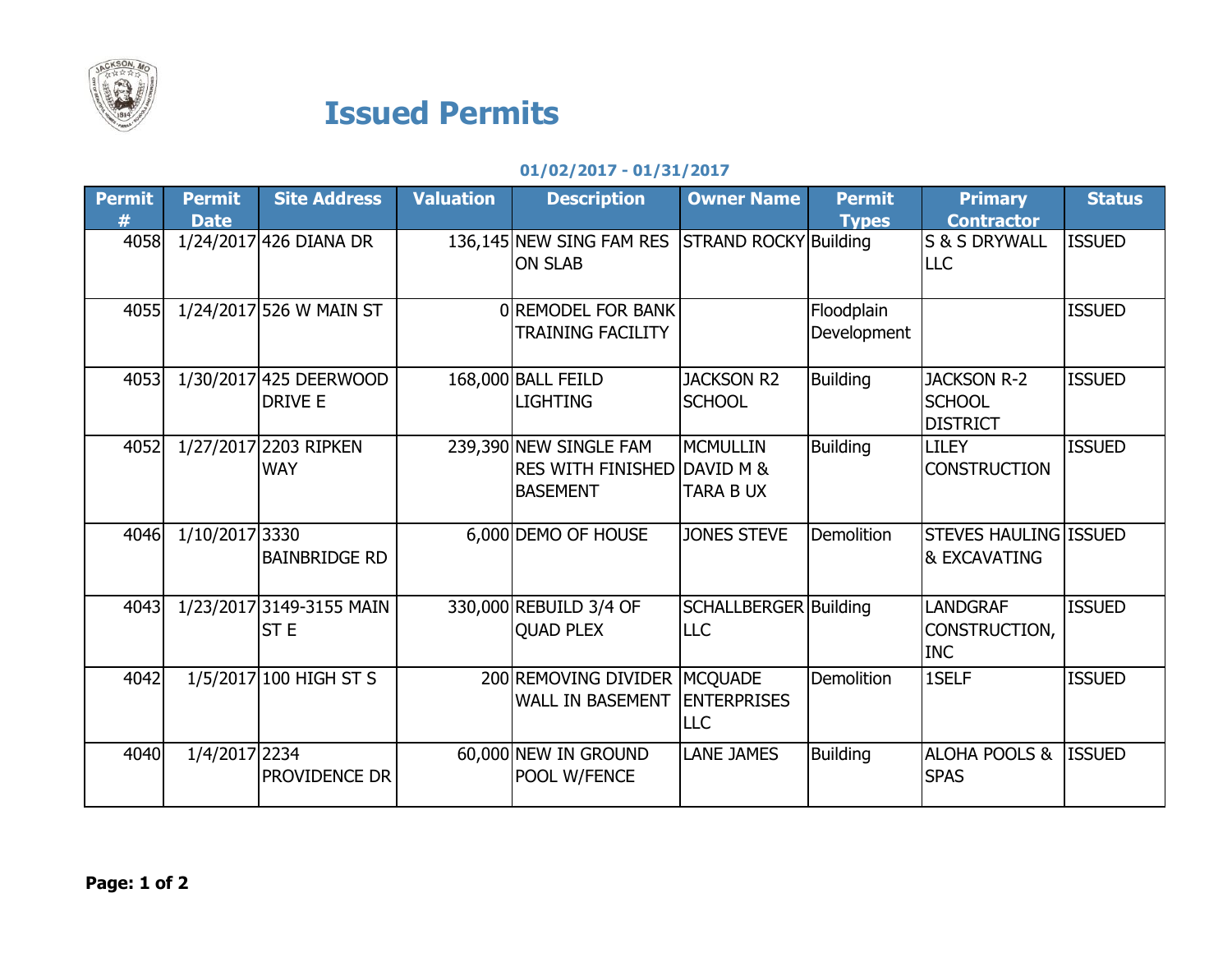# Issued Permits

**01/02/2017 - 01/31/2017**

| Permit # | Permit Date | Site Address | Valuation | Description | Owner Name | Permit Types | Primary Contractor | Status |
|---|---|---|---|---|---|---|---|---|
| 4058 | 1/24/2017 | 426 DIANA DR | 136,145 | NEW SING FAM RES ON SLAB | STRAND ROCKY | Building | S & S DRYWALL LLC | ISSUED |
| 4055 | 1/24/2017 | 526 W MAIN ST | 0 | REMODEL FOR BANK TRAINING FACILITY | | Floodplain Development | | ISSUED |
| 4053 | 1/30/2017 | 425 DEERWOOD DRIVE E | 168,000 | BALL FEILD LIGHTING | JACKSON R2 SCHOOL | Building | JACKSON R-2 SCHOOL DISTRICT | ISSUED |
| 4052 | 1/27/2017 | 2203 RIPKEN WAY | 239,390 | NEW SINGLE FAM RES WITH FINISHED BASEMENT | MCMULLIN DAVID M & TARA B UX | Building | LILEY CONSTRUCTION | ISSUED |
| 4046 | 1/10/2017 | 3330 BAINBRIDGE RD | 6,000 | DEMO OF HOUSE | JONES STEVE | Demolition | STEVES HAULING & EXCAVATING | ISSUED |
| 4043 | 1/23/2017 | 3149-3155 MAIN ST E | 330,000 | REBUILD 3/4 OF QUAD PLEX | SCHALLBERGER LLC | Building | LANDGRAF CONSTRUCTION, INC | ISSUED |
| 4042 | 1/5/2017 | 100 HIGH ST S | 200 | REMOVING DIVIDER WALL IN BASEMENT | MCQUADE ENTERPRISES LLC | Demolition | 1SELF | ISSUED |
| 4040 | 1/4/2017 | 2234 PROVIDENCE DR | 60,000 | NEW IN GROUND POOL W/FENCE | LANE JAMES | Building | ALOHA POOLS & SPAS | ISSUED |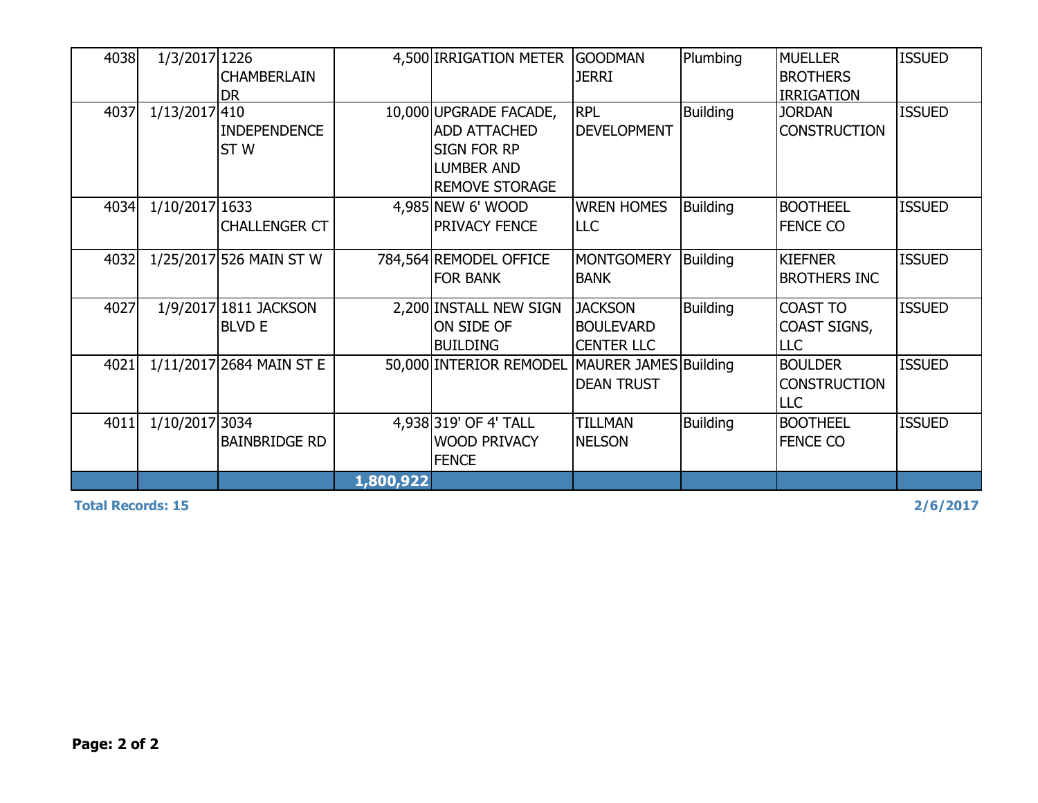| | | | | | | | | |
|---|---|---|---|---|---|---|---|---|
| 4038 | 1/3/2017 | 1226 CHAMBERLAIN DR | 4,500 | IRRIGATION METER | GOODMAN JERRI | Plumbing | MUELLER BROTHERS IRRIGATION | ISSUED |
| 4037 | 1/13/2017 | 410 INDEPENDENCE ST W | 10,000 | UPGRADE FACADE, ADD ATTACHED SIGN FOR RP LUMBER AND REMOVE STORAGE | RPL DEVELOPMENT | Building | JORDAN CONSTRUCTION | ISSUED |
| 4034 | 1/10/2017 | 1633 CHALLENGER CT | 4,985 | NEW 6' WOOD PRIVACY FENCE | WREN HOMES LLC | Building | BOOTHEEL FENCE CO | ISSUED |
| 4032 | 1/25/2017 | 526 MAIN ST W | 784,564 | REMODEL OFFICE FOR BANK | MONTGOMERY BANK | Building | KIEFNER BROTHERS INC | ISSUED |
| 4027 | 1/9/2017 | 1811 JACKSON BLVD E | 2,200 | INSTALL NEW SIGN ON SIDE OF BUILDING | JACKSON BOULEVARD CENTER LLC | Building | COAST TO COAST SIGNS, LLC | ISSUED |
| 4021 | 1/11/2017 | 2684 MAIN ST E | 50,000 | INTERIOR REMODEL | MAURER JAMES DEAN TRUST | Building | BOULDER CONSTRUCTION LLC | ISSUED |
| 4011 | 1/10/2017 | 3034 BAINBRIDGE RD | 4,938 | 319' OF 4' TALL WOOD PRIVACY FENCE | TILLMAN NELSON | Building | BOOTHEEL FENCE CO | ISSUED |
| | | | **1,800,922** | | | | | |

**Total Records: 15**

**2/6/2017**